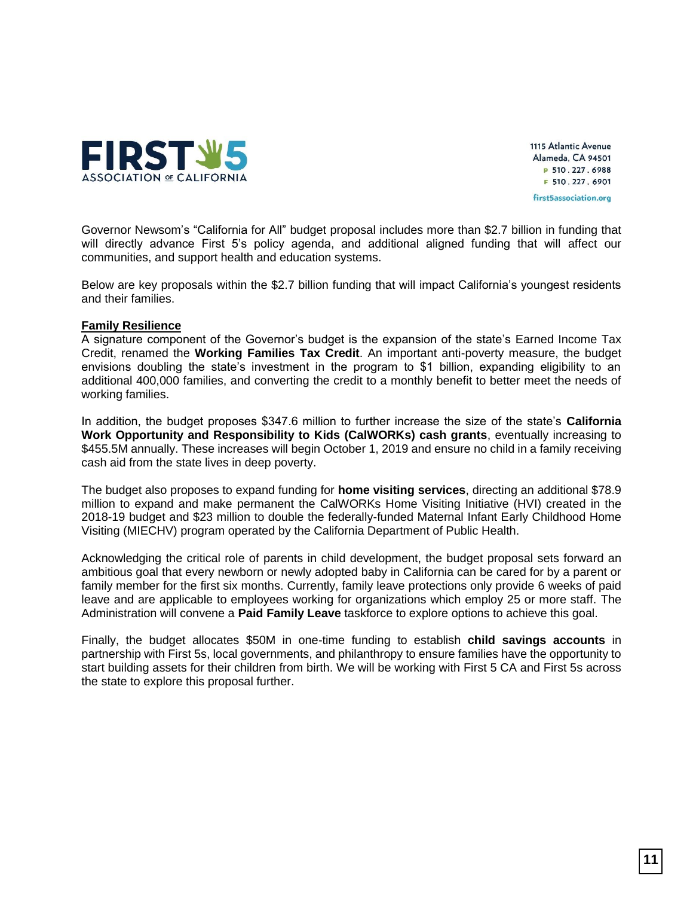**FIRST 5**
ASSOCIATION OF CALIFORNIA

1115 Atlantic Avenue
Alameda, CA 94501
P 510 . 227 . 6988
F 510 . 227 . 6901
first5association.org

Governor Newsom's "California for All" budget proposal includes more than $2.7 billion in funding that will directly advance First 5's policy agenda, and additional aligned funding that will affect our communities, and support health and education systems.

Below are key proposals within the $2.7 billion funding that will impact California's youngest residents and their families.

**Family Resilience**

A signature component of the Governor's budget is the expansion of the state's Earned Income Tax Credit, renamed the **Working Families Tax Credit**. An important anti-poverty measure, the budget envisions doubling the state's investment in the program to $1 billion, expanding eligibility to an additional 400,000 families, and converting the credit to a monthly benefit to better meet the needs of working families.

In addition, the budget proposes $347.6 million to further increase the size of the state's **California Work Opportunity and Responsibility to Kids (CalWORKs) cash grants**, eventually increasing to $455.5M annually. These increases will begin October 1, 2019 and ensure no child in a family receiving cash aid from the state lives in deep poverty.

The budget also proposes to expand funding for **home visiting services**, directing an additional $78.9 million to expand and make permanent the CalWORKs Home Visiting Initiative (HVI) created in the 2018-19 budget and $23 million to double the federally-funded Maternal Infant Early Childhood Home Visiting (MIECHV) program operated by the California Department of Public Health.

Acknowledging the critical role of parents in child development, the budget proposal sets forward an ambitious goal that every newborn or newly adopted baby in California can be cared for by a parent or family member for the first six months. Currently, family leave protections only provide 6 weeks of paid leave and are applicable to employees working for organizations which employ 25 or more staff. The Administration will convene a **Paid Family Leave** taskforce to explore options to achieve this goal.

Finally, the budget allocates $50M in one-time funding to establish **child savings accounts** in partnership with First 5s, local governments, and philanthropy to ensure families have the opportunity to start building assets for their children from birth. We will be working with First 5 CA and First 5s across the state to explore this proposal further.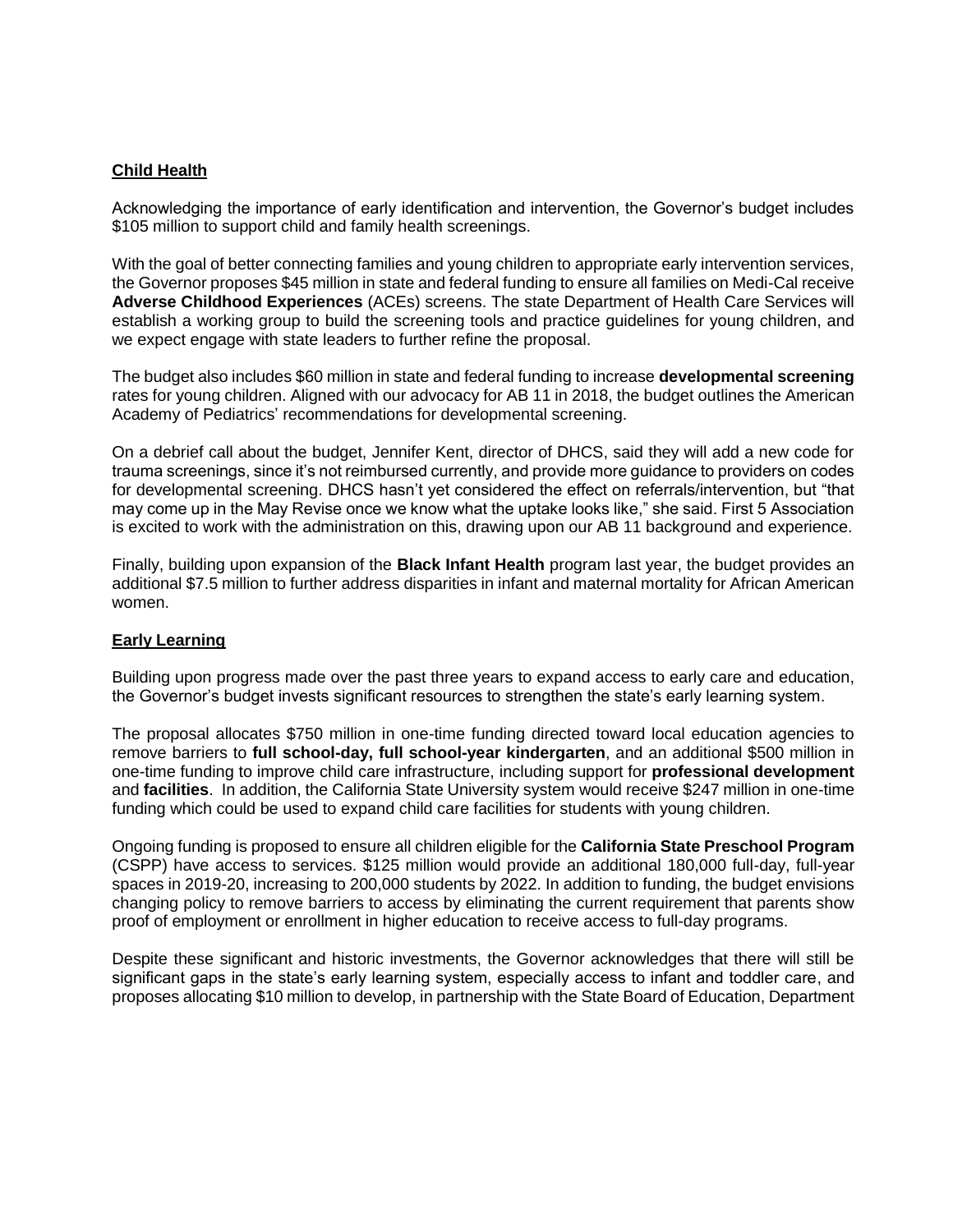## **Child Health**

Acknowledging the importance of early identification and intervention, the Governor's budget includes $105 million to support child and family health screenings.

With the goal of better connecting families and young children to appropriate early intervention services, the Governor proposes $45 million in state and federal funding to ensure all families on Medi-Cal receive **Adverse Childhood Experiences** (ACEs) screens. The state Department of Health Care Services will establish a working group to build the screening tools and practice guidelines for young children, and we expect engage with state leaders to further refine the proposal.

The budget also includes $60 million in state and federal funding to increase **developmental screening** rates for young children. Aligned with our advocacy for AB 11 in 2018, the budget outlines the American Academy of Pediatrics' recommendations for developmental screening.

On a debrief call about the budget, Jennifer Kent, director of DHCS, said they will add a new code for trauma screenings, since it's not reimbursed currently, and provide more guidance to providers on codes for developmental screening. DHCS hasn't yet considered the effect on referrals/intervention, but "that may come up in the May Revise once we know what the uptake looks like," she said. First 5 Association is excited to work with the administration on this, drawing upon our AB 11 background and experience.

Finally, building upon expansion of the **Black Infant Health** program last year, the budget provides an additional $7.5 million to further address disparities in infant and maternal mortality for African American women.

## **Early Learning**

Building upon progress made over the past three years to expand access to early care and education, the Governor's budget invests significant resources to strengthen the state's early learning system.

The proposal allocates $750 million in one-time funding directed toward local education agencies to remove barriers to **full school-day, full school-year kindergarten**, and an additional $500 million in one-time funding to improve child care infrastructure, including support for **professional development** and **facilities**. In addition, the California State University system would receive $247 million in one-time funding which could be used to expand child care facilities for students with young children.

Ongoing funding is proposed to ensure all children eligible for the **California State Preschool Program** (CSPP) have access to services. $125 million would provide an additional 180,000 full-day, full-year spaces in 2019-20, increasing to 200,000 students by 2022. In addition to funding, the budget envisions changing policy to remove barriers to access by eliminating the current requirement that parents show proof of employment or enrollment in higher education to receive access to full-day programs.

Despite these significant and historic investments, the Governor acknowledges that there will still be significant gaps in the state's early learning system, especially access to infant and toddler care, and proposes allocating $10 million to develop, in partnership with the State Board of Education, Department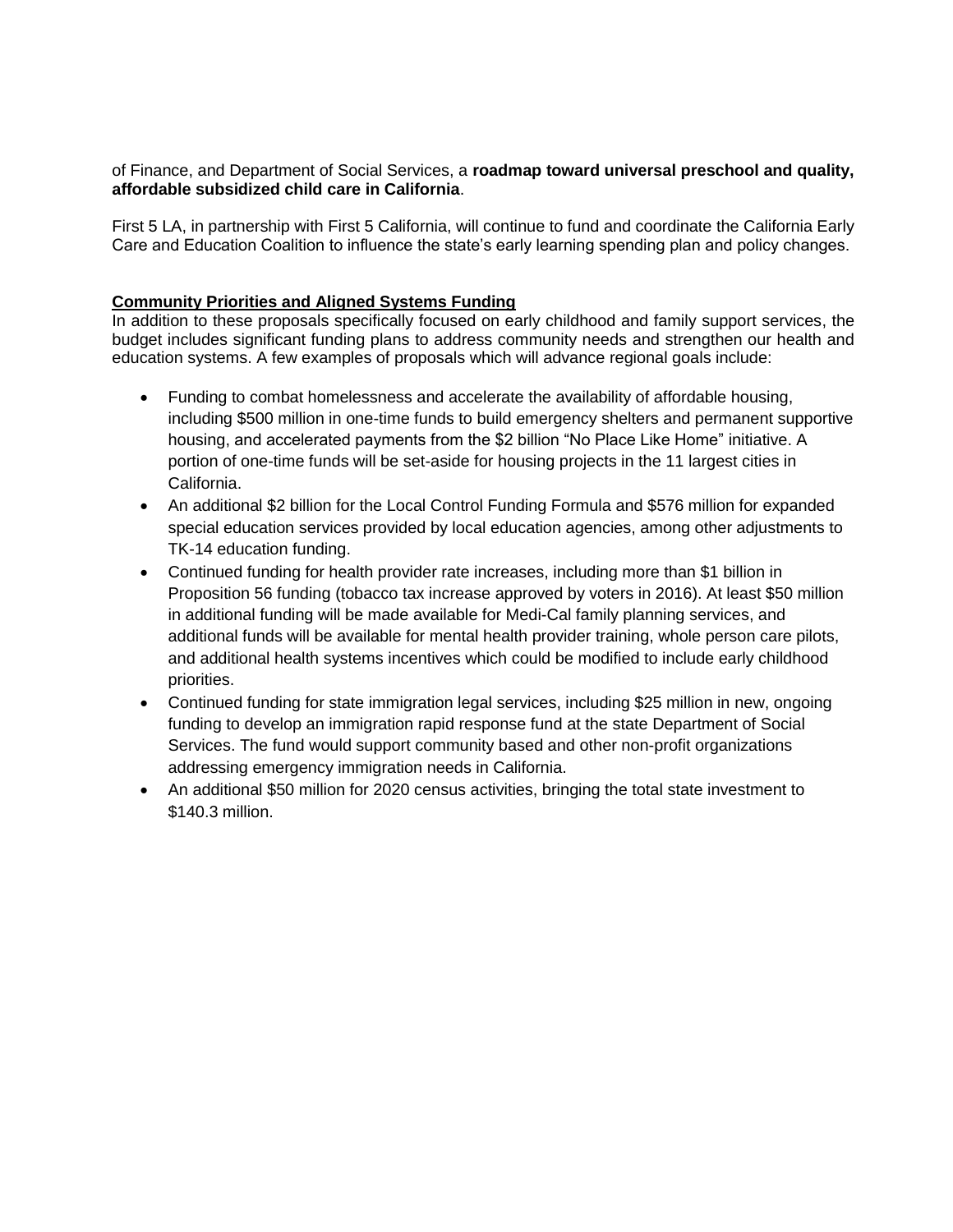of Finance, and Department of Social Services, a **roadmap toward universal preschool and quality, affordable subsidized child care in California**.

First 5 LA, in partnership with First 5 California, will continue to fund and coordinate the California Early Care and Education Coalition to influence the state's early learning spending plan and policy changes.

**Community Priorities and Aligned Systems Funding**

In addition to these proposals specifically focused on early childhood and family support services, the budget includes significant funding plans to address community needs and strengthen our health and education systems. A few examples of proposals which will advance regional goals include:

- Funding to combat homelessness and accelerate the availability of affordable housing, including $500 million in one-time funds to build emergency shelters and permanent supportive housing, and accelerated payments from the $2 billion "No Place Like Home" initiative. A portion of one-time funds will be set-aside for housing projects in the 11 largest cities in California.
- An additional $2 billion for the Local Control Funding Formula and $576 million for expanded special education services provided by local education agencies, among other adjustments to TK-14 education funding.
- Continued funding for health provider rate increases, including more than $1 billion in Proposition 56 funding (tobacco tax increase approved by voters in 2016). At least $50 million in additional funding will be made available for Medi-Cal family planning services, and additional funds will be available for mental health provider training, whole person care pilots, and additional health systems incentives which could be modified to include early childhood priorities.
- Continued funding for state immigration legal services, including $25 million in new, ongoing funding to develop an immigration rapid response fund at the state Department of Social Services. The fund would support community based and other non-profit organizations addressing emergency immigration needs in California.
- An additional $50 million for 2020 census activities, bringing the total state investment to $140.3 million.